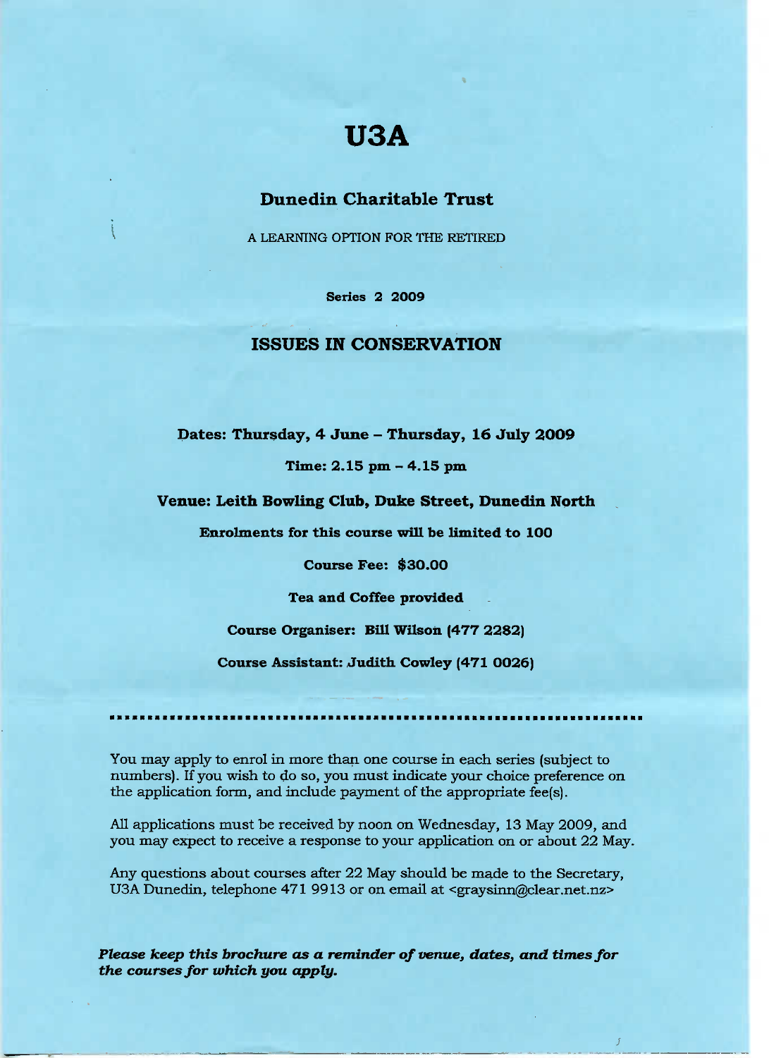# U3A

## Dunedin Charitable Trust

A LEARNING OPTION FOR THE RETIRED

**Series 2 2009**

## ISSUES IN CONSERVATION

**Dates: Thursday, 4 June – Thursday, 16 July 2009**

**Time: 2.15 pm – 4.15 pm**

**Venue: Leith Bowling Club, Duke Street, Dunedin North**

**Enrolments for this course will be limited to 100**

**Course Fee: $30.00**

**Tea and Coffee provided**

**Course Organiser: Bill Wilson (477 2282)**

**Course Assistant: Judith Cowley (471 0026)**

---

You may apply to enrol in more than one course in each series (subject to numbers). If you wish to do so, you must indicate your choice preference on the application form, and include payment of the appropriate fee(s).

All applications must be received by noon on Wednesday, 13 May 2009, and you may expect to receive a response to your application on or about 22 May.

Any questions about courses after 22 May should be made to the Secretary, U3A Dunedin, telephone 471 9913 or on email at <graysinn@clear.net.nz>

***Please keep this brochure as a reminder of venue, dates, and times for the courses for which you apply.***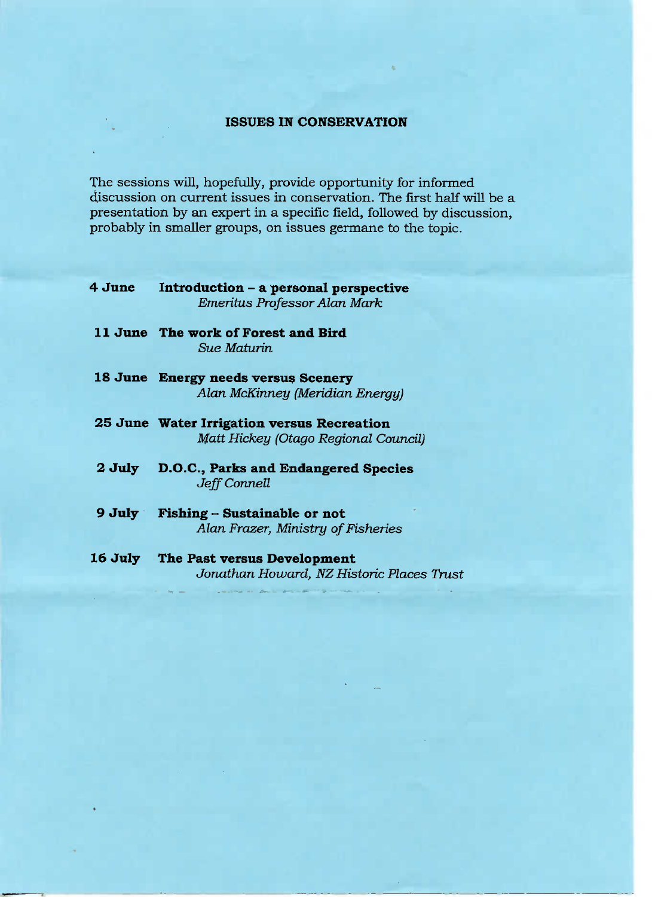## ISSUES IN CONSERVATION

The sessions will, hopefully, provide opportunity for informed discussion on current issues in conservation. The first half will be a presentation by an expert in a specific field, followed by discussion, probably in smaller groups, on issues germane to the topic.

**4 June** **Introduction – a personal perspective**
*Emeritus Professor Alan Mark*

**11 June** **The work of Forest and Bird**
*Sue Maturin*

**18 June** **Energy needs versus Scenery**
*Alan McKinney (Meridian Energy)*

**25 June** **Water Irrigation versus Recreation**
*Matt Hickey (Otago Regional Council)*

**2 July** **D.O.C., Parks and Endangered Species**
*Jeff Connell*

**9 July** **Fishing – Sustainable or not**
*Alan Frazer, Ministry of Fisheries*

**16 July** **The Past versus Development**
*Jonathan Howard, NZ Historic Places Trust*